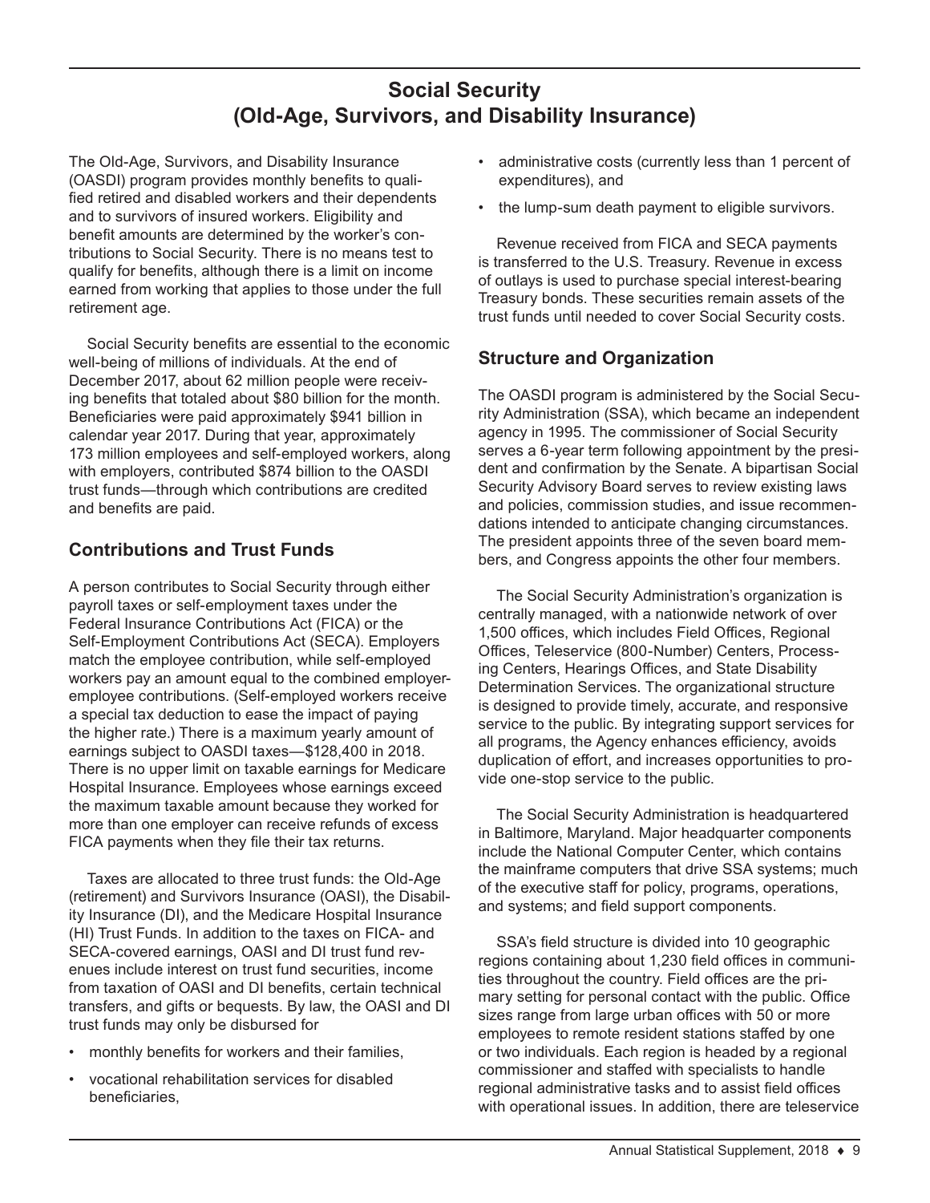# Social Security (Old-Age, Survivors, and Disability Insurance)

The Old-Age, Survivors, and Disability Insurance (OASDI) program provides monthly benefits to qualified retired and disabled workers and their dependents and to survivors of insured workers. Eligibility and benefit amounts are determined by the worker's contributions to Social Security. There is no means test to qualify for benefits, although there is a limit on income earned from working that applies to those under the full retirement age.

Social Security benefits are essential to the economic well-being of millions of individuals. At the end of December 2017, about 62 million people were receiving benefits that totaled about $80 billion for the month. Beneficiaries were paid approximately $941 billion in calendar year 2017. During that year, approximately 173 million employees and self-employed workers, along with employers, contributed $874 billion to the OASDI trust funds—through which contributions are credited and benefits are paid.

## Contributions and Trust Funds

A person contributes to Social Security through either payroll taxes or self-employment taxes under the Federal Insurance Contributions Act (FICA) or the Self-Employment Contributions Act (SECA). Employers match the employee contribution, while self-employed workers pay an amount equal to the combined employer-employee contributions. (Self-employed workers receive a special tax deduction to ease the impact of paying the higher rate.) There is a maximum yearly amount of earnings subject to OASDI taxes—$128,400 in 2018. There is no upper limit on taxable earnings for Medicare Hospital Insurance. Employees whose earnings exceed the maximum taxable amount because they worked for more than one employer can receive refunds of excess FICA payments when they file their tax returns.

Taxes are allocated to three trust funds: the Old-Age (retirement) and Survivors Insurance (OASI), the Disability Insurance (DI), and the Medicare Hospital Insurance (HI) Trust Funds. In addition to the taxes on FICA- and SECA-covered earnings, OASI and DI trust fund revenues include interest on trust fund securities, income from taxation of OASI and DI benefits, certain technical transfers, and gifts or bequests. By law, the OASI and DI trust funds may only be disbursed for

- monthly benefits for workers and their families,
- vocational rehabilitation services for disabled beneficiaries,
- administrative costs (currently less than 1 percent of expenditures), and
- the lump-sum death payment to eligible survivors.

Revenue received from FICA and SECA payments is transferred to the U.S. Treasury. Revenue in excess of outlays is used to purchase special interest-bearing Treasury bonds. These securities remain assets of the trust funds until needed to cover Social Security costs.

## Structure and Organization

The OASDI program is administered by the Social Security Administration (SSA), which became an independent agency in 1995. The commissioner of Social Security serves a 6-year term following appointment by the president and confirmation by the Senate. A bipartisan Social Security Advisory Board serves to review existing laws and policies, commission studies, and issue recommendations intended to anticipate changing circumstances. The president appoints three of the seven board members, and Congress appoints the other four members.

The Social Security Administration's organization is centrally managed, with a nationwide network of over 1,500 offices, which includes Field Offices, Regional Offices, Teleservice (800-Number) Centers, Processing Centers, Hearings Offices, and State Disability Determination Services. The organizational structure is designed to provide timely, accurate, and responsive service to the public. By integrating support services for all programs, the Agency enhances efficiency, avoids duplication of effort, and increases opportunities to provide one-stop service to the public.

The Social Security Administration is headquartered in Baltimore, Maryland. Major headquarter components include the National Computer Center, which contains the mainframe computers that drive SSA systems; much of the executive staff for policy, programs, operations, and systems; and field support components.

SSA's field structure is divided into 10 geographic regions containing about 1,230 field offices in communities throughout the country. Field offices are the primary setting for personal contact with the public. Office sizes range from large urban offices with 50 or more employees to remote resident stations staffed by one or two individuals. Each region is headed by a regional commissioner and staffed with specialists to handle regional administrative tasks and to assist field offices with operational issues. In addition, there are teleservice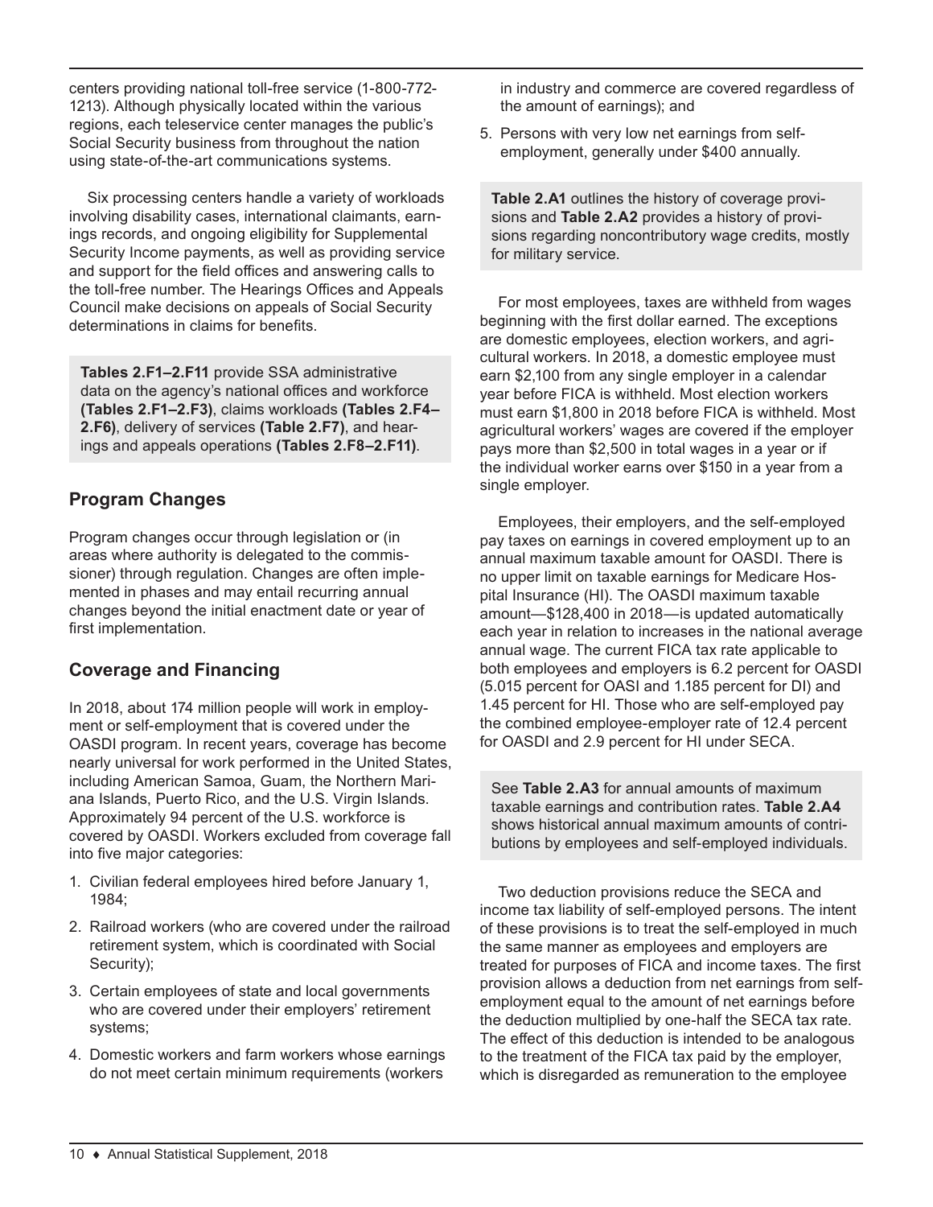centers providing national toll-free service (1-800-772-1213). Although physically located within the various regions, each teleservice center manages the public's Social Security business from throughout the nation using state-of-the-art communications systems.

Six processing centers handle a variety of workloads involving disability cases, international claimants, earnings records, and ongoing eligibility for Supplemental Security Income payments, as well as providing service and support for the field offices and answering calls to the toll-free number. The Hearings Offices and Appeals Council make decisions on appeals of Social Security determinations in claims for benefits.

**Tables 2.F1–2.F11** provide SSA administrative data on the agency's national offices and workforce **(Tables 2.F1–2.F3)**, claims workloads **(Tables 2.F4–2.F6)**, delivery of services **(Table 2.F7)**, and hearings and appeals operations **(Tables 2.F8–2.F11)**.

## Program Changes

Program changes occur through legislation or (in areas where authority is delegated to the commissioner) through regulation. Changes are often implemented in phases and may entail recurring annual changes beyond the initial enactment date or year of first implementation.

## Coverage and Financing

In 2018, about 174 million people will work in employment or self-employment that is covered under the OASDI program. In recent years, coverage has become nearly universal for work performed in the United States, including American Samoa, Guam, the Northern Mariana Islands, Puerto Rico, and the U.S. Virgin Islands. Approximately 94 percent of the U.S. workforce is covered by OASDI. Workers excluded from coverage fall into five major categories:

1. Civilian federal employees hired before January 1, 1984;
2. Railroad workers (who are covered under the railroad retirement system, which is coordinated with Social Security);
3. Certain employees of state and local governments who are covered under their employers' retirement systems;
4. Domestic workers and farm workers whose earnings do not meet certain minimum requirements (workers in industry and commerce are covered regardless of the amount of earnings); and
5. Persons with very low net earnings from self-employment, generally under $400 annually.

**Table 2.A1** outlines the history of coverage provisions and **Table 2.A2** provides a history of provisions regarding noncontributory wage credits, mostly for military service.

For most employees, taxes are withheld from wages beginning with the first dollar earned. The exceptions are domestic employees, election workers, and agricultural workers. In 2018, a domestic employee must earn $2,100 from any single employer in a calendar year before FICA is withheld. Most election workers must earn $1,800 in 2018 before FICA is withheld. Most agricultural workers' wages are covered if the employer pays more than $2,500 in total wages in a year or if the individual worker earns over $150 in a year from a single employer.

Employees, their employers, and the self-employed pay taxes on earnings in covered employment up to an annual maximum taxable amount for OASDI. There is no upper limit on taxable earnings for Medicare Hospital Insurance (HI). The OASDI maximum taxable amount—$128,400 in 2018—is updated automatically each year in relation to increases in the national average annual wage. The current FICA tax rate applicable to both employees and employers is 6.2 percent for OASDI (5.015 percent for OASI and 1.185 percent for DI) and 1.45 percent for HI. Those who are self-employed pay the combined employee-employer rate of 12.4 percent for OASDI and 2.9 percent for HI under SECA.

See **Table 2.A3** for annual amounts of maximum taxable earnings and contribution rates. **Table 2.A4** shows historical annual maximum amounts of contributions by employees and self-employed individuals.

Two deduction provisions reduce the SECA and income tax liability of self-employed persons. The intent of these provisions is to treat the self-employed in much the same manner as employees and employers are treated for purposes of FICA and income taxes. The first provision allows a deduction from net earnings from self-employment equal to the amount of net earnings before the deduction multiplied by one-half the SECA tax rate. The effect of this deduction is intended to be analogous to the treatment of the FICA tax paid by the employer, which is disregarded as remuneration to the employee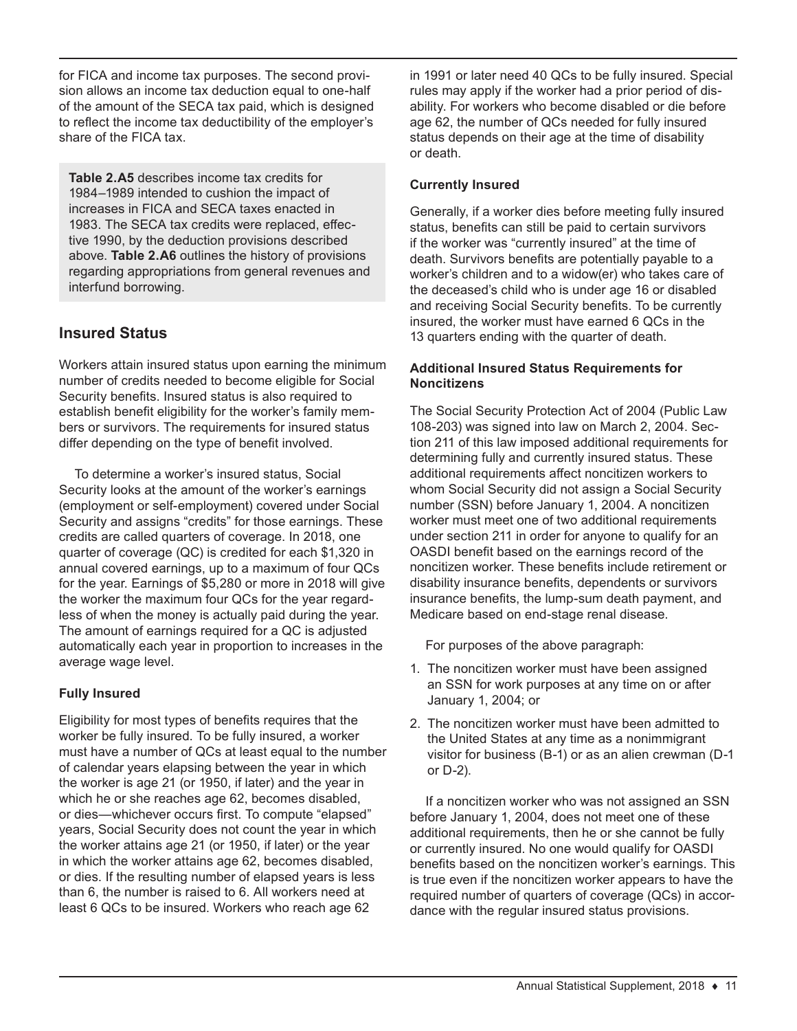for FICA and income tax purposes. The second provision allows an income tax deduction equal to one-half of the amount of the SECA tax paid, which is designed to reflect the income tax deductibility of the employer's share of the FICA tax.

**Table 2.A5** describes income tax credits for 1984–1989 intended to cushion the impact of increases in FICA and SECA taxes enacted in 1983. The SECA tax credits were replaced, effective 1990, by the deduction provisions described above. **Table 2.A6** outlines the history of provisions regarding appropriations from general revenues and interfund borrowing.

## Insured Status

Workers attain insured status upon earning the minimum number of credits needed to become eligible for Social Security benefits. Insured status is also required to establish benefit eligibility for the worker's family members or survivors. The requirements for insured status differ depending on the type of benefit involved.

To determine a worker's insured status, Social Security looks at the amount of the worker's earnings (employment or self-employment) covered under Social Security and assigns "credits" for those earnings. These credits are called quarters of coverage. In 2018, one quarter of coverage (QC) is credited for each $1,320 in annual covered earnings, up to a maximum of four QCs for the year. Earnings of $5,280 or more in 2018 will give the worker the maximum four QCs for the year regardless of when the money is actually paid during the year. The amount of earnings required for a QC is adjusted automatically each year in proportion to increases in the average wage level.

### Fully Insured

Eligibility for most types of benefits requires that the worker be fully insured. To be fully insured, a worker must have a number of QCs at least equal to the number of calendar years elapsing between the year in which the worker is age 21 (or 1950, if later) and the year in which he or she reaches age 62, becomes disabled, or dies—whichever occurs first. To compute "elapsed" years, Social Security does not count the year in which the worker attains age 21 (or 1950, if later) or the year in which the worker attains age 62, becomes disabled, or dies. If the resulting number of elapsed years is less than 6, the number is raised to 6. All workers need at least 6 QCs to be insured. Workers who reach age 62 in 1991 or later need 40 QCs to be fully insured. Special rules may apply if the worker had a prior period of disability. For workers who become disabled or die before age 62, the number of QCs needed for fully insured status depends on their age at the time of disability or death.

### Currently Insured

Generally, if a worker dies before meeting fully insured status, benefits can still be paid to certain survivors if the worker was "currently insured" at the time of death. Survivors benefits are potentially payable to a worker's children and to a widow(er) who takes care of the deceased's child who is under age 16 or disabled and receiving Social Security benefits. To be currently insured, the worker must have earned 6 QCs in the 13 quarters ending with the quarter of death.

### Additional Insured Status Requirements for Noncitizens

The Social Security Protection Act of 2004 (Public Law 108-203) was signed into law on March 2, 2004. Section 211 of this law imposed additional requirements for determining fully and currently insured status. These additional requirements affect noncitizen workers to whom Social Security did not assign a Social Security number (SSN) before January 1, 2004. A noncitizen worker must meet one of two additional requirements under section 211 in order for anyone to qualify for an OASDI benefit based on the earnings record of the noncitizen worker. These benefits include retirement or disability insurance benefits, dependents or survivors insurance benefits, the lump-sum death payment, and Medicare based on end-stage renal disease.

For purposes of the above paragraph:

1. The noncitizen worker must have been assigned an SSN for work purposes at any time on or after January 1, 2004; or
2. The noncitizen worker must have been admitted to the United States at any time as a nonimmigrant visitor for business (B-1) or as an alien crewman (D-1 or D-2).

If a noncitizen worker who was not assigned an SSN before January 1, 2004, does not meet one of these additional requirements, then he or she cannot be fully or currently insured. No one would qualify for OASDI benefits based on the noncitizen worker's earnings. This is true even if the noncitizen worker appears to have the required number of quarters of coverage (QCs) in accordance with the regular insured status provisions.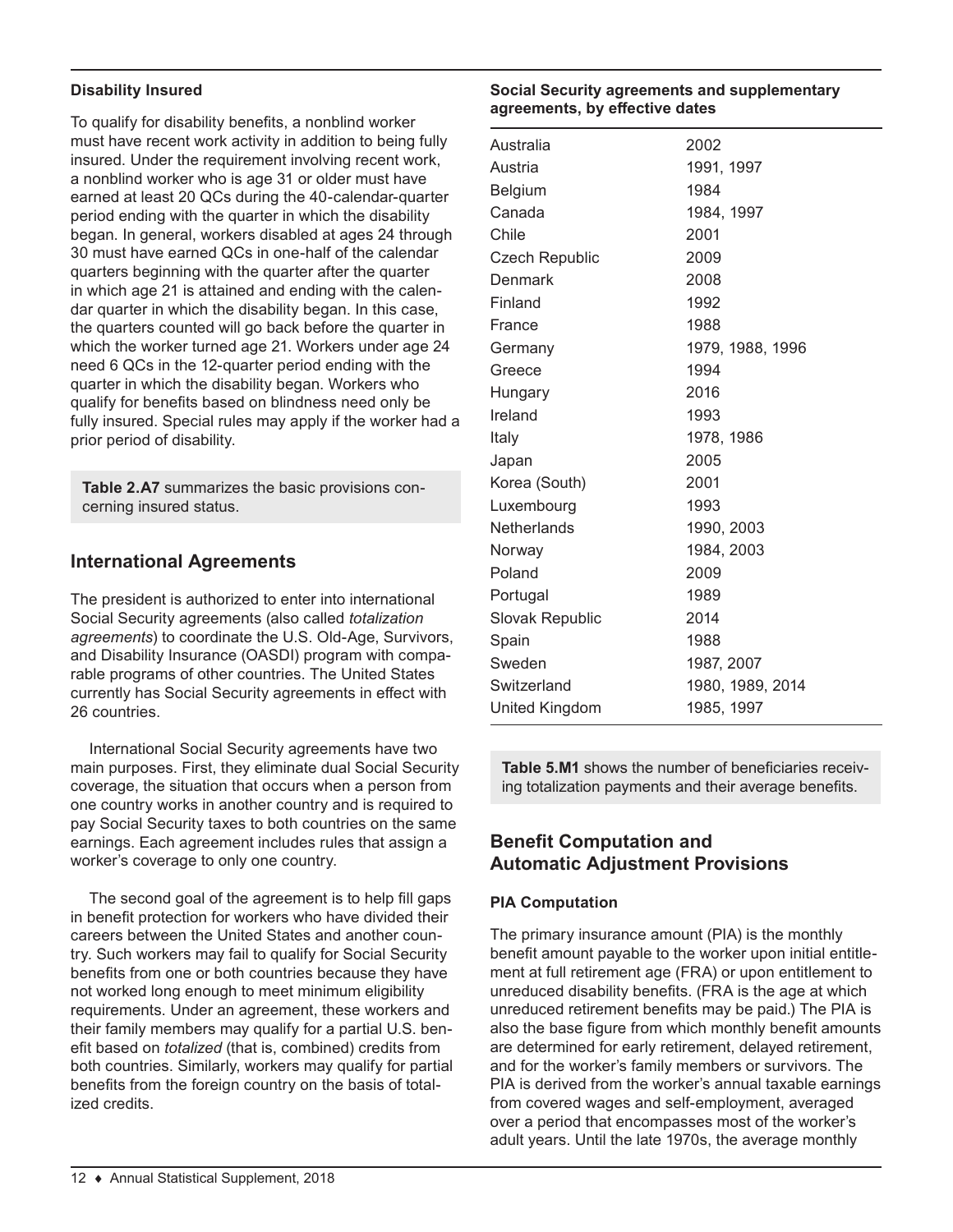#### Disability Insured

To qualify for disability benefits, a nonblind worker must have recent work activity in addition to being fully insured. Under the requirement involving recent work, a nonblind worker who is age 31 or older must have earned at least 20 QCs during the 40-calendar-quarter period ending with the quarter in which the disability began. In general, workers disabled at ages 24 through 30 must have earned QCs in one-half of the calendar quarters beginning with the quarter after the quarter in which age 21 is attained and ending with the calendar quarter in which the disability began. In this case, the quarters counted will go back before the quarter in which the worker turned age 21. Workers under age 24 need 6 QCs in the 12-quarter period ending with the quarter in which the disability began. Workers who qualify for benefits based on blindness need only be fully insured. Special rules may apply if the worker had a prior period of disability.

**Table 2.A7** summarizes the basic provisions concerning insured status.

### International Agreements

The president is authorized to enter into international Social Security agreements (also called *totalization agreements*) to coordinate the U.S. Old-Age, Survivors, and Disability Insurance (OASDI) program with comparable programs of other countries. The United States currently has Social Security agreements in effect with 26 countries.

International Social Security agreements have two main purposes. First, they eliminate dual Social Security coverage, the situation that occurs when a person from one country works in another country and is required to pay Social Security taxes to both countries on the same earnings. Each agreement includes rules that assign a worker's coverage to only one country.

The second goal of the agreement is to help fill gaps in benefit protection for workers who have divided their careers between the United States and another country. Such workers may fail to qualify for Social Security benefits from one or both countries because they have not worked long enough to meet minimum eligibility requirements. Under an agreement, these workers and their family members may qualify for a partial U.S. benefit based on *totalized* (that is, combined) credits from both countries. Similarly, workers may qualify for partial benefits from the foreign country on the basis of totalized credits.

**Social Security agreements and supplementary agreements, by effective dates**

| Country | Effective dates |
|---|---|
| Australia | 2002 |
| Austria | 1991, 1997 |
| Belgium | 1984 |
| Canada | 1984, 1997 |
| Chile | 2001 |
| Czech Republic | 2009 |
| Denmark | 2008 |
| Finland | 1992 |
| France | 1988 |
| Germany | 1979, 1988, 1996 |
| Greece | 1994 |
| Hungary | 2016 |
| Ireland | 1993 |
| Italy | 1978, 1986 |
| Japan | 2005 |
| Korea (South) | 2001 |
| Luxembourg | 1993 |
| Netherlands | 1990, 2003 |
| Norway | 1984, 2003 |
| Poland | 2009 |
| Portugal | 1989 |
| Slovak Republic | 2014 |
| Spain | 1988 |
| Sweden | 1987, 2007 |
| Switzerland | 1980, 1989, 2014 |
| United Kingdom | 1985, 1997 |

**Table 5.M1** shows the number of beneficiaries receiving totalization payments and their average benefits.

### Benefit Computation and Automatic Adjustment Provisions

#### PIA Computation

The primary insurance amount (PIA) is the monthly benefit amount payable to the worker upon initial entitlement at full retirement age (FRA) or upon entitlement to unreduced disability benefits. (FRA is the age at which unreduced retirement benefits may be paid.) The PIA is also the base figure from which monthly benefit amounts are determined for early retirement, delayed retirement, and for the worker's family members or survivors. The PIA is derived from the worker's annual taxable earnings from covered wages and self-employment, averaged over a period that encompasses most of the worker's adult years. Until the late 1970s, the average monthly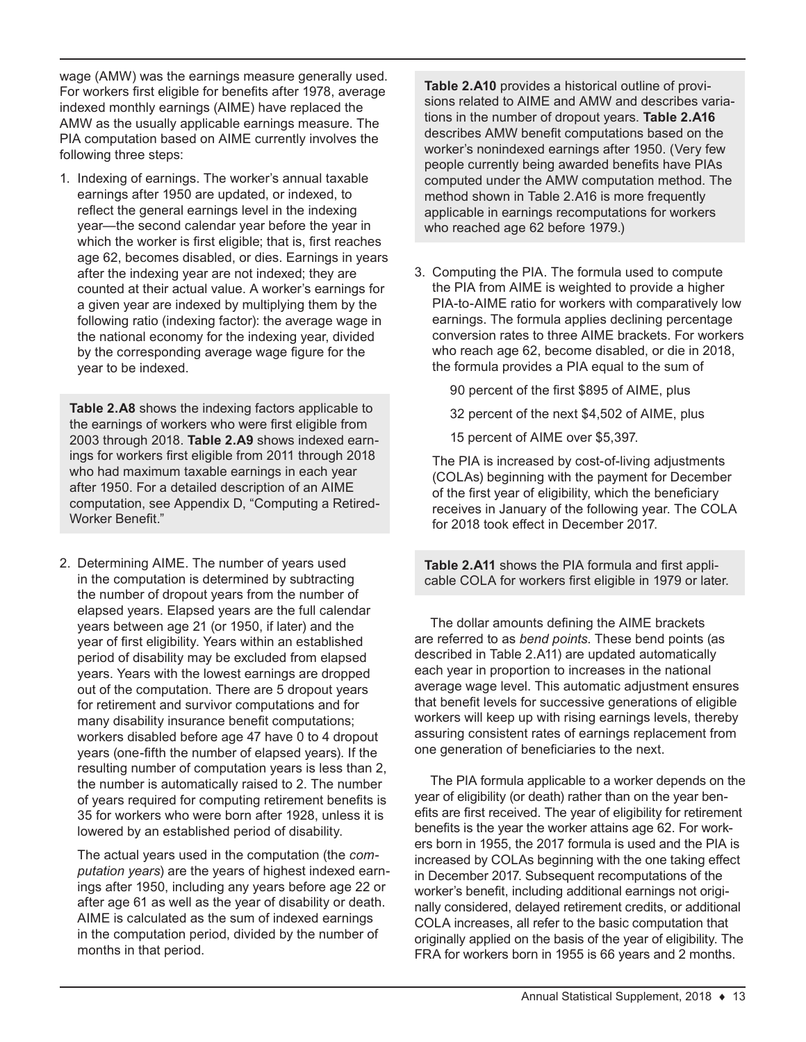wage (AMW) was the earnings measure generally used. For workers first eligible for benefits after 1978, average indexed monthly earnings (AIME) have replaced the AMW as the usually applicable earnings measure. The PIA computation based on AIME currently involves the following three steps:

1. Indexing of earnings. The worker's annual taxable earnings after 1950 are updated, or indexed, to reflect the general earnings level in the indexing year—the second calendar year before the year in which the worker is first eligible; that is, first reaches age 62, becomes disabled, or dies. Earnings in years after the indexing year are not indexed; they are counted at their actual value. A worker's earnings for a given year are indexed by multiplying them by the following ratio (indexing factor): the average wage in the national economy for the indexing year, divided by the corresponding average wage figure for the year to be indexed.

   **Table 2.A8** shows the indexing factors applicable to the earnings of workers who were first eligible from 2003 through 2018. **Table 2.A9** shows indexed earnings for workers first eligible from 2011 through 2018 who had maximum taxable earnings in each year after 1950. For a detailed description of an AIME computation, see Appendix D, "Computing a Retired-Worker Benefit."

2. Determining AIME. The number of years used in the computation is determined by subtracting the number of dropout years from the number of elapsed years. Elapsed years are the full calendar years between age 21 (or 1950, if later) and the year of first eligibility. Years within an established period of disability may be excluded from elapsed years. Years with the lowest earnings are dropped out of the computation. There are 5 dropout years for retirement and survivor computations and for many disability insurance benefit computations; workers disabled before age 47 have 0 to 4 dropout years (one-fifth the number of elapsed years). If the resulting number of computation years is less than 2, the number is automatically raised to 2. The number of years required for computing retirement benefits is 35 for workers who were born after 1928, unless it is lowered by an established period of disability.

   The actual years used in the computation (the *computation years*) are the years of highest indexed earnings after 1950, including any years before age 22 or after age 61 as well as the year of disability or death. AIME is calculated as the sum of indexed earnings in the computation period, divided by the number of months in that period.

   **Table 2.A10** provides a historical outline of provisions related to AIME and AMW and describes variations in the number of dropout years. **Table 2.A16** describes AMW benefit computations based on the worker's nonindexed earnings after 1950. (Very few people currently being awarded benefits have PIAs computed under the AMW computation method. The method shown in Table 2.A16 is more frequently applicable in earnings recomputations for workers who reached age 62 before 1979.)

3. Computing the PIA. The formula used to compute the PIA from AIME is weighted to provide a higher PIA-to-AIME ratio for workers with comparatively low earnings. The formula applies declining percentage conversion rates to three AIME brackets. For workers who reach age 62, become disabled, or die in 2018, the formula provides a PIA equal to the sum of

   90 percent of the first $895 of AIME, plus

   32 percent of the next $4,502 of AIME, plus

   15 percent of AIME over $5,397.

   The PIA is increased by cost-of-living adjustments (COLAs) beginning with the payment for December of the first year of eligibility, which the beneficiary receives in January of the following year. The COLA for 2018 took effect in December 2017.

   **Table 2.A11** shows the PIA formula and first applicable COLA for workers first eligible in 1979 or later.

The dollar amounts defining the AIME brackets are referred to as *bend points*. These bend points (as described in Table 2.A11) are updated automatically each year in proportion to increases in the national average wage level. This automatic adjustment ensures that benefit levels for successive generations of eligible workers will keep up with rising earnings levels, thereby assuring consistent rates of earnings replacement from one generation of beneficiaries to the next.

The PIA formula applicable to a worker depends on the year of eligibility (or death) rather than on the year benefits are first received. The year of eligibility for retirement benefits is the year the worker attains age 62. For workers born in 1955, the 2017 formula is used and the PIA is increased by COLAs beginning with the one taking effect in December 2017. Subsequent recomputations of the worker's benefit, including additional earnings not originally considered, delayed retirement credits, or additional COLA increases, all refer to the basic computation that originally applied on the basis of the year of eligibility. The FRA for workers born in 1955 is 66 years and 2 months.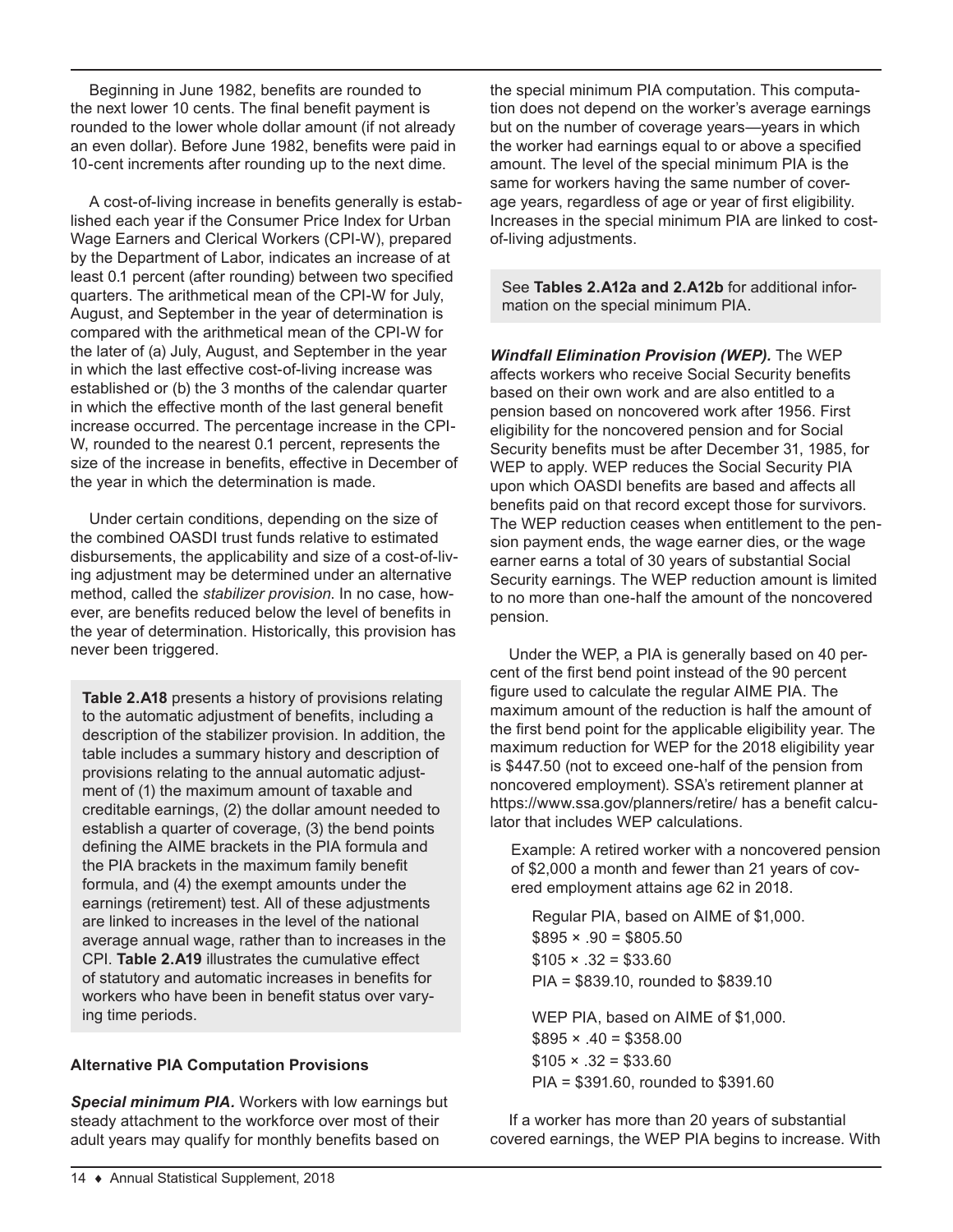Beginning in June 1982, benefits are rounded to the next lower 10 cents. The final benefit payment is rounded to the lower whole dollar amount (if not already an even dollar). Before June 1982, benefits were paid in 10-cent increments after rounding up to the next dime.

A cost-of-living increase in benefits generally is established each year if the Consumer Price Index for Urban Wage Earners and Clerical Workers (CPI-W), prepared by the Department of Labor, indicates an increase of at least 0.1 percent (after rounding) between two specified quarters. The arithmetical mean of the CPI-W for July, August, and September in the year of determination is compared with the arithmetical mean of the CPI-W for the later of (a) July, August, and September in the year in which the last effective cost-of-living increase was established or (b) the 3 months of the calendar quarter in which the effective month of the last general benefit increase occurred. The percentage increase in the CPI-W, rounded to the nearest 0.1 percent, represents the size of the increase in benefits, effective in December of the year in which the determination is made.

Under certain conditions, depending on the size of the combined OASDI trust funds relative to estimated disbursements, the applicability and size of a cost-of-living adjustment may be determined under an alternative method, called the *stabilizer provision.* In no case, however, are benefits reduced below the level of benefits in the year of determination. Historically, this provision has never been triggered.

**Table 2.A18** presents a history of provisions relating to the automatic adjustment of benefits, including a description of the stabilizer provision. In addition, the table includes a summary history and description of provisions relating to the annual automatic adjustment of (1) the maximum amount of taxable and creditable earnings, (2) the dollar amount needed to establish a quarter of coverage, (3) the bend points defining the AIME brackets in the PIA formula and the PIA brackets in the maximum family benefit formula, and (4) the exempt amounts under the earnings (retirement) test. All of these adjustments are linked to increases in the level of the national average annual wage, rather than to increases in the CPI. **Table 2.A19** illustrates the cumulative effect of statutory and automatic increases in benefits for workers who have been in benefit status over varying time periods.

### Alternative PIA Computation Provisions

***Special minimum PIA.*** Workers with low earnings but steady attachment to the workforce over most of their adult years may qualify for monthly benefits based on the special minimum PIA computation. This computation does not depend on the worker's average earnings but on the number of coverage years—years in which the worker had earnings equal to or above a specified amount. The level of the special minimum PIA is the same for workers having the same number of coverage years, regardless of age or year of first eligibility. Increases in the special minimum PIA are linked to cost-of-living adjustments.

See **Tables 2.A12a and 2.A12b** for additional information on the special minimum PIA.

***Windfall Elimination Provision (WEP).*** The WEP affects workers who receive Social Security benefits based on their own work and are also entitled to a pension based on noncovered work after 1956. First eligibility for the noncovered pension and for Social Security benefits must be after December 31, 1985, for WEP to apply. WEP reduces the Social Security PIA upon which OASDI benefits are based and affects all benefits paid on that record except those for survivors. The WEP reduction ceases when entitlement to the pension payment ends, the wage earner dies, or the wage earner earns a total of 30 years of substantial Social Security earnings. The WEP reduction amount is limited to no more than one-half the amount of the noncovered pension.

Under the WEP, a PIA is generally based on 40 percent of the first bend point instead of the 90 percent figure used to calculate the regular AIME PIA. The maximum amount of the reduction is half the amount of the first bend point for the applicable eligibility year. The maximum reduction for WEP for the 2018 eligibility year is $447.50 (not to exceed one-half of the pension from noncovered employment). SSA's retirement planner at https://www.ssa.gov/planners/retire/ has a benefit calculator that includes WEP calculations.

Example: A retired worker with a noncovered pension of $2,000 a month and fewer than 21 years of covered employment attains age 62 in 2018.

Regular PIA, based on AIME of $1,000.
$895 × .90 = $805.50
$105 × .32 = $33.60
PIA = $839.10, rounded to $839.10

WEP PIA, based on AIME of $1,000.
$895 × .40 = $358.00
$105 × .32 = $33.60
PIA = $391.60, rounded to $391.60

If a worker has more than 20 years of substantial covered earnings, the WEP PIA begins to increase. With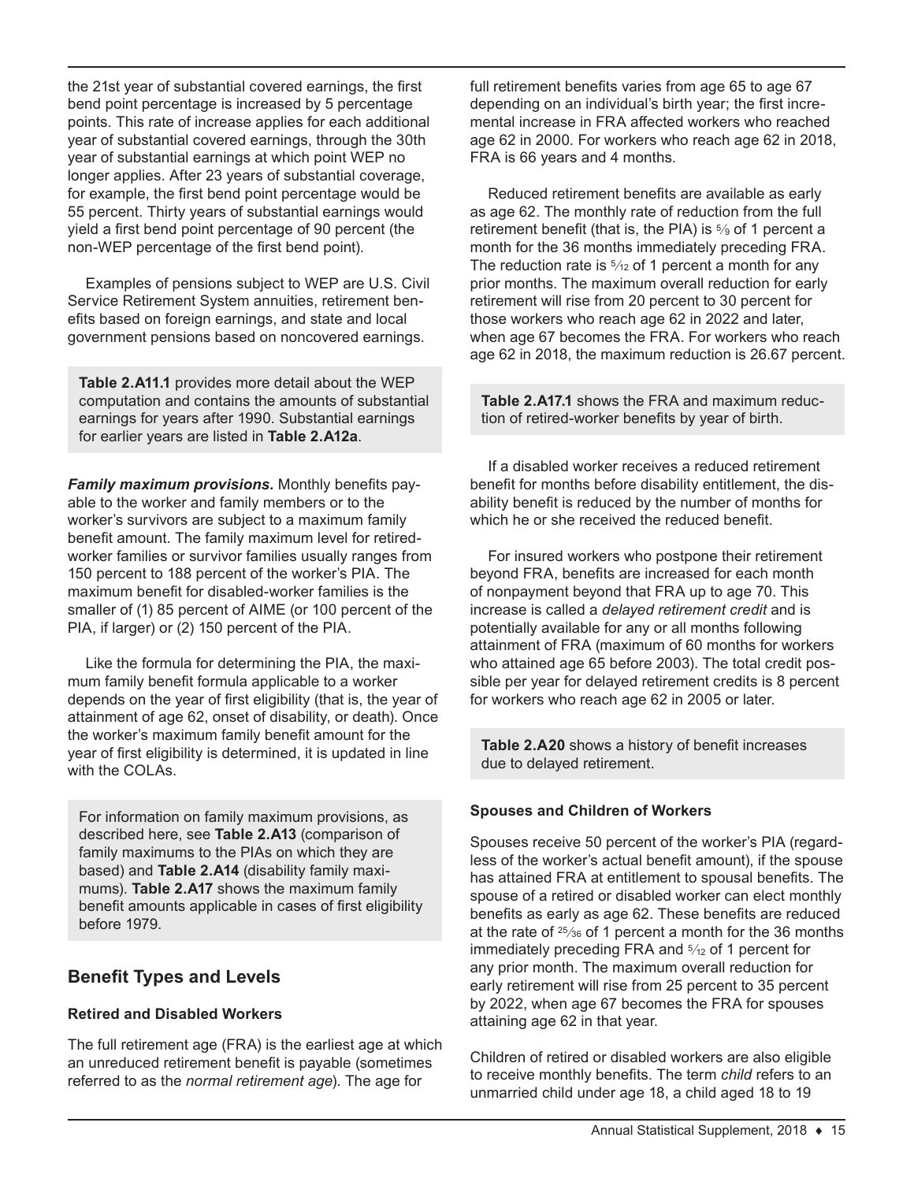the 21st year of substantial covered earnings, the first bend point percentage is increased by 5 percentage points. This rate of increase applies for each additional year of substantial covered earnings, through the 30th year of substantial earnings at which point WEP no longer applies. After 23 years of substantial coverage, for example, the first bend point percentage would be 55 percent. Thirty years of substantial earnings would yield a first bend point percentage of 90 percent (the non-WEP percentage of the first bend point).

Examples of pensions subject to WEP are U.S. Civil Service Retirement System annuities, retirement benefits based on foreign earnings, and state and local government pensions based on noncovered earnings.

**Table 2.A11.1** provides more detail about the WEP computation and contains the amounts of substantial earnings for years after 1990. Substantial earnings for earlier years are listed in **Table 2.A12a**.

***Family maximum provisions.*** Monthly benefits payable to the worker and family members or to the worker's survivors are subject to a maximum family benefit amount. The family maximum level for retired-worker families or survivor families usually ranges from 150 percent to 188 percent of the worker's PIA. The maximum benefit for disabled-worker families is the smaller of (1) 85 percent of AIME (or 100 percent of the PIA, if larger) or (2) 150 percent of the PIA.

Like the formula for determining the PIA, the maximum family benefit formula applicable to a worker depends on the year of first eligibility (that is, the year of attainment of age 62, onset of disability, or death). Once the worker's maximum family benefit amount for the year of first eligibility is determined, it is updated in line with the COLAs.

For information on family maximum provisions, as described here, see **Table 2.A13** (comparison of family maximums to the PIAs on which they are based) and **Table 2.A14** (disability family maximums). **Table 2.A17** shows the maximum family benefit amounts applicable in cases of first eligibility before 1979.

## Benefit Types and Levels

### Retired and Disabled Workers

The full retirement age (FRA) is the earliest age at which an unreduced retirement benefit is payable (sometimes referred to as the *normal retirement age*). The age for full retirement benefits varies from age 65 to age 67 depending on an individual's birth year; the first incremental increase in FRA affected workers who reached age 62 in 2000. For workers who reach age 62 in 2018, FRA is 66 years and 4 months.

Reduced retirement benefits are available as early as age 62. The monthly rate of reduction from the full retirement benefit (that is, the PIA) is 5⁄9 of 1 percent a month for the 36 months immediately preceding FRA. The reduction rate is 5⁄12 of 1 percent a month for any prior months. The maximum overall reduction for early retirement will rise from 20 percent to 30 percent for those workers who reach age 62 in 2022 and later, when age 67 becomes the FRA. For workers who reach age 62 in 2018, the maximum reduction is 26.67 percent.

**Table 2.A17.1** shows the FRA and maximum reduction of retired-worker benefits by year of birth.

If a disabled worker receives a reduced retirement benefit for months before disability entitlement, the disability benefit is reduced by the number of months for which he or she received the reduced benefit.

For insured workers who postpone their retirement beyond FRA, benefits are increased for each month of nonpayment beyond that FRA up to age 70. This increase is called a *delayed retirement credit* and is potentially available for any or all months following attainment of FRA (maximum of 60 months for workers who attained age 65 before 2003). The total credit possible per year for delayed retirement credits is 8 percent for workers who reach age 62 in 2005 or later.

**Table 2.A20** shows a history of benefit increases due to delayed retirement.

### Spouses and Children of Workers

Spouses receive 50 percent of the worker's PIA (regardless of the worker's actual benefit amount), if the spouse has attained FRA at entitlement to spousal benefits. The spouse of a retired or disabled worker can elect monthly benefits as early as age 62. These benefits are reduced at the rate of 25⁄36 of 1 percent a month for the 36 months immediately preceding FRA and 5⁄12 of 1 percent for any prior month. The maximum overall reduction for early retirement will rise from 25 percent to 35 percent by 2022, when age 67 becomes the FRA for spouses attaining age 62 in that year.

Children of retired or disabled workers are also eligible to receive monthly benefits. The term *child* refers to an unmarried child under age 18, a child aged 18 to 19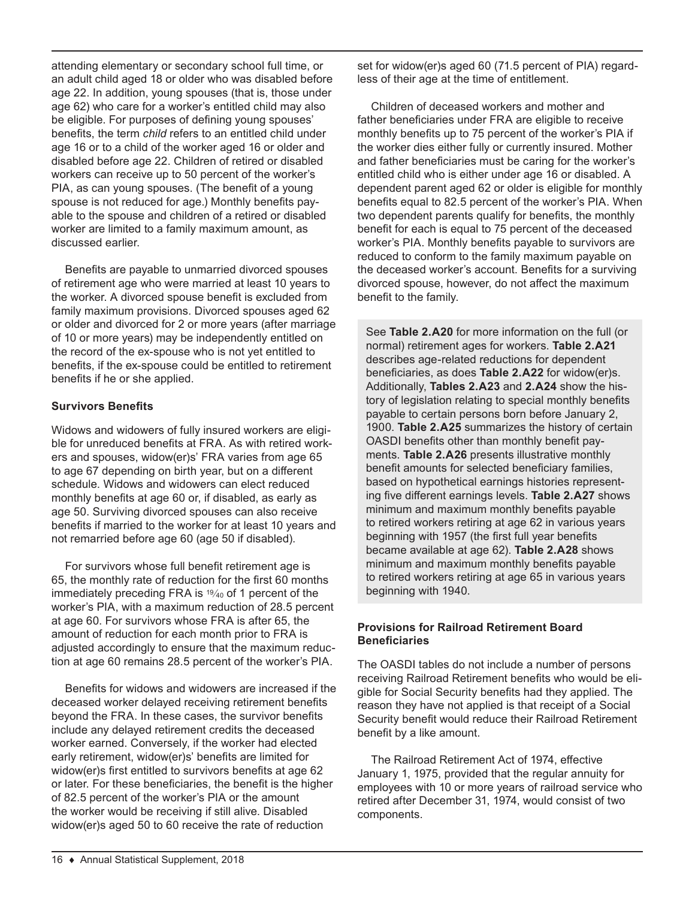attending elementary or secondary school full time, or an adult child aged 18 or older who was disabled before age 22. In addition, young spouses (that is, those under age 62) who care for a worker's entitled child may also be eligible. For purposes of defining young spouses' benefits, the term *child* refers to an entitled child under age 16 or to a child of the worker aged 16 or older and disabled before age 22. Children of retired or disabled workers can receive up to 50 percent of the worker's PIA, as can young spouses. (The benefit of a young spouse is not reduced for age.) Monthly benefits payable to the spouse and children of a retired or disabled worker are limited to a family maximum amount, as discussed earlier.

Benefits are payable to unmarried divorced spouses of retirement age who were married at least 10 years to the worker. A divorced spouse benefit is excluded from family maximum provisions. Divorced spouses aged 62 or older and divorced for 2 or more years (after marriage of 10 or more years) may be independently entitled on the record of the ex-spouse who is not yet entitled to benefits, if the ex-spouse could be entitled to retirement benefits if he or she applied.

### Survivors Benefits

Widows and widowers of fully insured workers are eligible for unreduced benefits at FRA. As with retired workers and spouses, widow(er)s' FRA varies from age 65 to age 67 depending on birth year, but on a different schedule. Widows and widowers can elect reduced monthly benefits at age 60 or, if disabled, as early as age 50. Surviving divorced spouses can also receive benefits if married to the worker for at least 10 years and not remarried before age 60 (age 50 if disabled).

For survivors whose full benefit retirement age is 65, the monthly rate of reduction for the first 60 months immediately preceding FRA is $^{19}/_{40}$ of 1 percent of the worker's PIA, with a maximum reduction of 28.5 percent at age 60. For survivors whose FRA is after 65, the amount of reduction for each month prior to FRA is adjusted accordingly to ensure that the maximum reduction at age 60 remains 28.5 percent of the worker's PIA.

Benefits for widows and widowers are increased if the deceased worker delayed receiving retirement benefits beyond the FRA. In these cases, the survivor benefits include any delayed retirement credits the deceased worker earned. Conversely, if the worker had elected early retirement, widow(er)s' benefits are limited for widow(er)s first entitled to survivors benefits at age 62 or later. For these beneficiaries, the benefit is the higher of 82.5 percent of the worker's PIA or the amount the worker would be receiving if still alive. Disabled widow(er)s aged 50 to 60 receive the rate of reduction set for widow(er)s aged 60 (71.5 percent of PIA) regardless of their age at the time of entitlement.

Children of deceased workers and mother and father beneficiaries under FRA are eligible to receive monthly benefits up to 75 percent of the worker's PIA if the worker dies either fully or currently insured. Mother and father beneficiaries must be caring for the worker's entitled child who is either under age 16 or disabled. A dependent parent aged 62 or older is eligible for monthly benefits equal to 82.5 percent of the worker's PIA. When two dependent parents qualify for benefits, the monthly benefit for each is equal to 75 percent of the deceased worker's PIA. Monthly benefits payable to survivors are reduced to conform to the family maximum payable on the deceased worker's account. Benefits for a surviving divorced spouse, however, do not affect the maximum benefit to the family.

See **Table 2.A20** for more information on the full (or normal) retirement ages for workers. **Table 2.A21** describes age-related reductions for dependent beneficiaries, as does **Table 2.A22** for widow(er)s. Additionally, **Tables 2.A23** and **2.A24** show the history of legislation relating to special monthly benefits payable to certain persons born before January 2, 1900. **Table 2.A25** summarizes the history of certain OASDI benefits other than monthly benefit payments. **Table 2.A26** presents illustrative monthly benefit amounts for selected beneficiary families, based on hypothetical earnings histories representing five different earnings levels. **Table 2.A27** shows minimum and maximum monthly benefits payable to retired workers retiring at age 62 in various years beginning with 1957 (the first full year benefits became available at age 62). **Table 2.A28** shows minimum and maximum monthly benefits payable to retired workers retiring at age 65 in various years beginning with 1940.

### Provisions for Railroad Retirement Board Beneficiaries

The OASDI tables do not include a number of persons receiving Railroad Retirement benefits who would be eligible for Social Security benefits had they applied. The reason they have not applied is that receipt of a Social Security benefit would reduce their Railroad Retirement benefit by a like amount.

The Railroad Retirement Act of 1974, effective January 1, 1975, provided that the regular annuity for employees with 10 or more years of railroad service who retired after December 31, 1974, would consist of two components.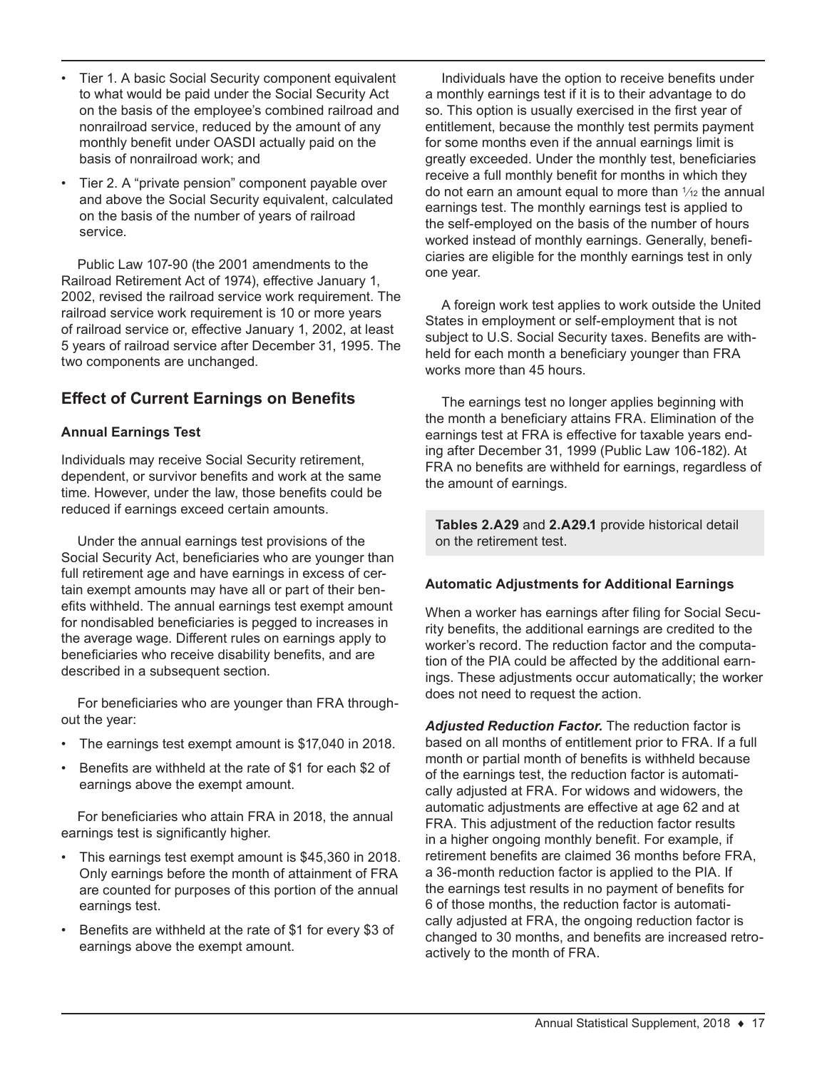- Tier 1. A basic Social Security component equivalent to what would be paid under the Social Security Act on the basis of the employee's combined railroad and nonrailroad service, reduced by the amount of any monthly benefit under OASDI actually paid on the basis of nonrailroad work; and
- Tier 2. A "private pension" component payable over and above the Social Security equivalent, calculated on the basis of the number of years of railroad service.

Public Law 107-90 (the 2001 amendments to the Railroad Retirement Act of 1974), effective January 1, 2002, revised the railroad service work requirement. The railroad service work requirement is 10 or more years of railroad service or, effective January 1, 2002, at least 5 years of railroad service after December 31, 1995. The two components are unchanged.

## Effect of Current Earnings on Benefits

### Annual Earnings Test

Individuals may receive Social Security retirement, dependent, or survivor benefits and work at the same time. However, under the law, those benefits could be reduced if earnings exceed certain amounts.

Under the annual earnings test provisions of the Social Security Act, beneficiaries who are younger than full retirement age and have earnings in excess of certain exempt amounts may have all or part of their benefits withheld. The annual earnings test exempt amount for nondisabled beneficiaries is pegged to increases in the average wage. Different rules on earnings apply to beneficiaries who receive disability benefits, and are described in a subsequent section.

For beneficiaries who are younger than FRA throughout the year:

- The earnings test exempt amount is $17,040 in 2018.
- Benefits are withheld at the rate of $1 for each $2 of earnings above the exempt amount.

For beneficiaries who attain FRA in 2018, the annual earnings test is significantly higher.

- This earnings test exempt amount is $45,360 in 2018. Only earnings before the month of attainment of FRA are counted for purposes of this portion of the annual earnings test.
- Benefits are withheld at the rate of $1 for every $3 of earnings above the exempt amount.

Individuals have the option to receive benefits under a monthly earnings test if it is to their advantage to do so. This option is usually exercised in the first year of entitlement, because the monthly test permits payment for some months even if the annual earnings limit is greatly exceeded. Under the monthly test, beneficiaries receive a full monthly benefit for months in which they do not earn an amount equal to more than 1⁄12 the annual earnings test. The monthly earnings test is applied to the self-employed on the basis of the number of hours worked instead of monthly earnings. Generally, beneficiaries are eligible for the monthly earnings test in only one year.

A foreign work test applies to work outside the United States in employment or self-employment that is not subject to U.S. Social Security taxes. Benefits are withheld for each month a beneficiary younger than FRA works more than 45 hours.

The earnings test no longer applies beginning with the month a beneficiary attains FRA. Elimination of the earnings test at FRA is effective for taxable years ending after December 31, 1999 (Public Law 106-182). At FRA no benefits are withheld for earnings, regardless of the amount of earnings.

**Tables 2.A29** and **2.A29.1** provide historical detail on the retirement test.

### Automatic Adjustments for Additional Earnings

When a worker has earnings after filing for Social Security benefits, the additional earnings are credited to the worker's record. The reduction factor and the computation of the PIA could be affected by the additional earnings. These adjustments occur automatically; the worker does not need to request the action.

***Adjusted Reduction Factor.*** The reduction factor is based on all months of entitlement prior to FRA. If a full month or partial month of benefits is withheld because of the earnings test, the reduction factor is automatically adjusted at FRA. For widows and widowers, the automatic adjustments are effective at age 62 and at FRA. This adjustment of the reduction factor results in a higher ongoing monthly benefit. For example, if retirement benefits are claimed 36 months before FRA, a 36-month reduction factor is applied to the PIA. If the earnings test results in no payment of benefits for 6 of those months, the reduction factor is automatically adjusted at FRA, the ongoing reduction factor is changed to 30 months, and benefits are increased retroactively to the month of FRA.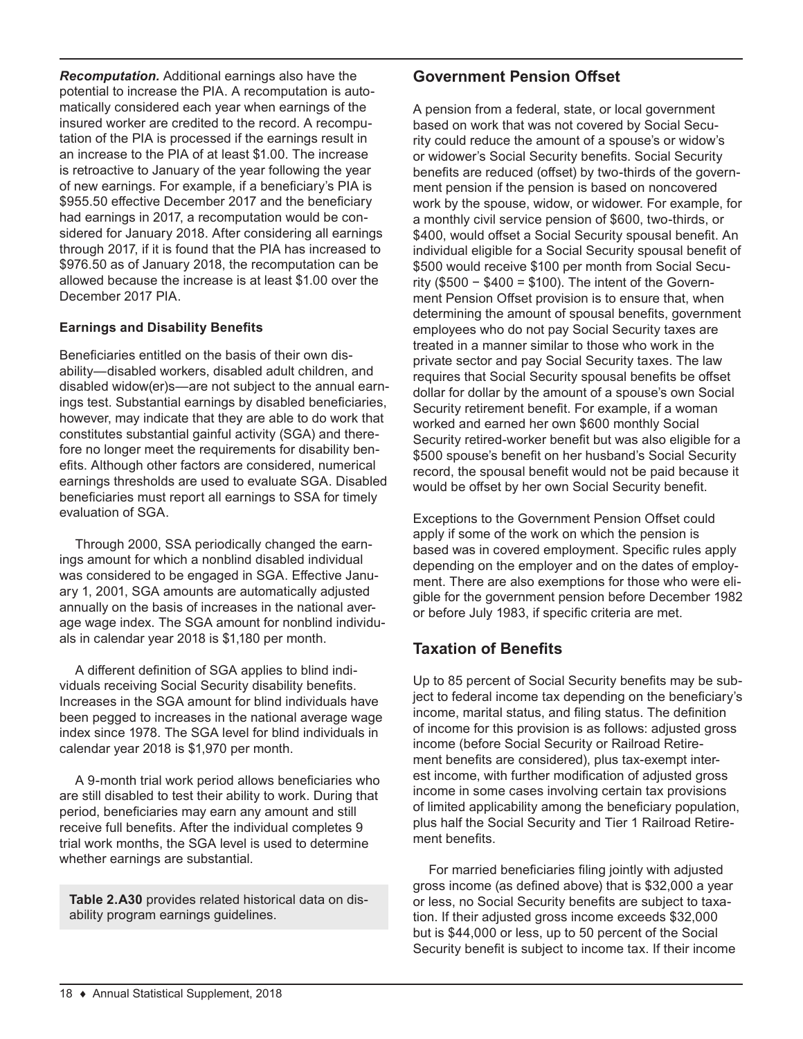***Recomputation.*** Additional earnings also have the potential to increase the PIA. A recomputation is automatically considered each year when earnings of the insured worker are credited to the record. A recomputation of the PIA is processed if the earnings result in an increase to the PIA of at least $1.00. The increase is retroactive to January of the year following the year of new earnings. For example, if a beneficiary's PIA is $955.50 effective December 2017 and the beneficiary had earnings in 2017, a recomputation would be considered for January 2018. After considering all earnings through 2017, if it is found that the PIA has increased to $976.50 as of January 2018, the recomputation can be allowed because the increase is at least $1.00 over the December 2017 PIA.

#### Earnings and Disability Benefits

Beneficiaries entitled on the basis of their own disability—disabled workers, disabled adult children, and disabled widow(er)s—are not subject to the annual earnings test. Substantial earnings by disabled beneficiaries, however, may indicate that they are able to do work that constitutes substantial gainful activity (SGA) and therefore no longer meet the requirements for disability benefits. Although other factors are considered, numerical earnings thresholds are used to evaluate SGA. Disabled beneficiaries must report all earnings to SSA for timely evaluation of SGA.

Through 2000, SSA periodically changed the earnings amount for which a nonblind disabled individual was considered to be engaged in SGA. Effective January 1, 2001, SGA amounts are automatically adjusted annually on the basis of increases in the national average wage index. The SGA amount for nonblind individuals in calendar year 2018 is $1,180 per month.

A different definition of SGA applies to blind individuals receiving Social Security disability benefits. Increases in the SGA amount for blind individuals have been pegged to increases in the national average wage index since 1978. The SGA level for blind individuals in calendar year 2018 is $1,970 per month.

A 9-month trial work period allows beneficiaries who are still disabled to test their ability to work. During that period, beneficiaries may earn any amount and still receive full benefits. After the individual completes 9 trial work months, the SGA level is used to determine whether earnings are substantial.

**Table 2.A30** provides related historical data on disability program earnings guidelines.

## Government Pension Offset

A pension from a federal, state, or local government based on work that was not covered by Social Security could reduce the amount of a spouse's or widow's or widower's Social Security benefits. Social Security benefits are reduced (offset) by two-thirds of the government pension if the pension is based on noncovered work by the spouse, widow, or widower. For example, for a monthly civil service pension of $600, two-thirds, or $400, would offset a Social Security spousal benefit. An individual eligible for a Social Security spousal benefit of $500 would receive $100 per month from Social Security ($500 − $400 = $100). The intent of the Government Pension Offset provision is to ensure that, when determining the amount of spousal benefits, government employees who do not pay Social Security taxes are treated in a manner similar to those who work in the private sector and pay Social Security taxes. The law requires that Social Security spousal benefits be offset dollar for dollar by the amount of a spouse's own Social Security retirement benefit. For example, if a woman worked and earned her own $600 monthly Social Security retired-worker benefit but was also eligible for a $500 spouse's benefit on her husband's Social Security record, the spousal benefit would not be paid because it would be offset by her own Social Security benefit.

Exceptions to the Government Pension Offset could apply if some of the work on which the pension is based was in covered employment. Specific rules apply depending on the employer and on the dates of employment. There are also exemptions for those who were eligible for the government pension before December 1982 or before July 1983, if specific criteria are met.

## Taxation of Benefits

Up to 85 percent of Social Security benefits may be subject to federal income tax depending on the beneficiary's income, marital status, and filing status. The definition of income for this provision is as follows: adjusted gross income (before Social Security or Railroad Retirement benefits are considered), plus tax-exempt interest income, with further modification of adjusted gross income in some cases involving certain tax provisions of limited applicability among the beneficiary population, plus half the Social Security and Tier 1 Railroad Retirement benefits.

For married beneficiaries filing jointly with adjusted gross income (as defined above) that is $32,000 a year or less, no Social Security benefits are subject to taxation. If their adjusted gross income exceeds $32,000 but is $44,000 or less, up to 50 percent of the Social Security benefit is subject to income tax. If their income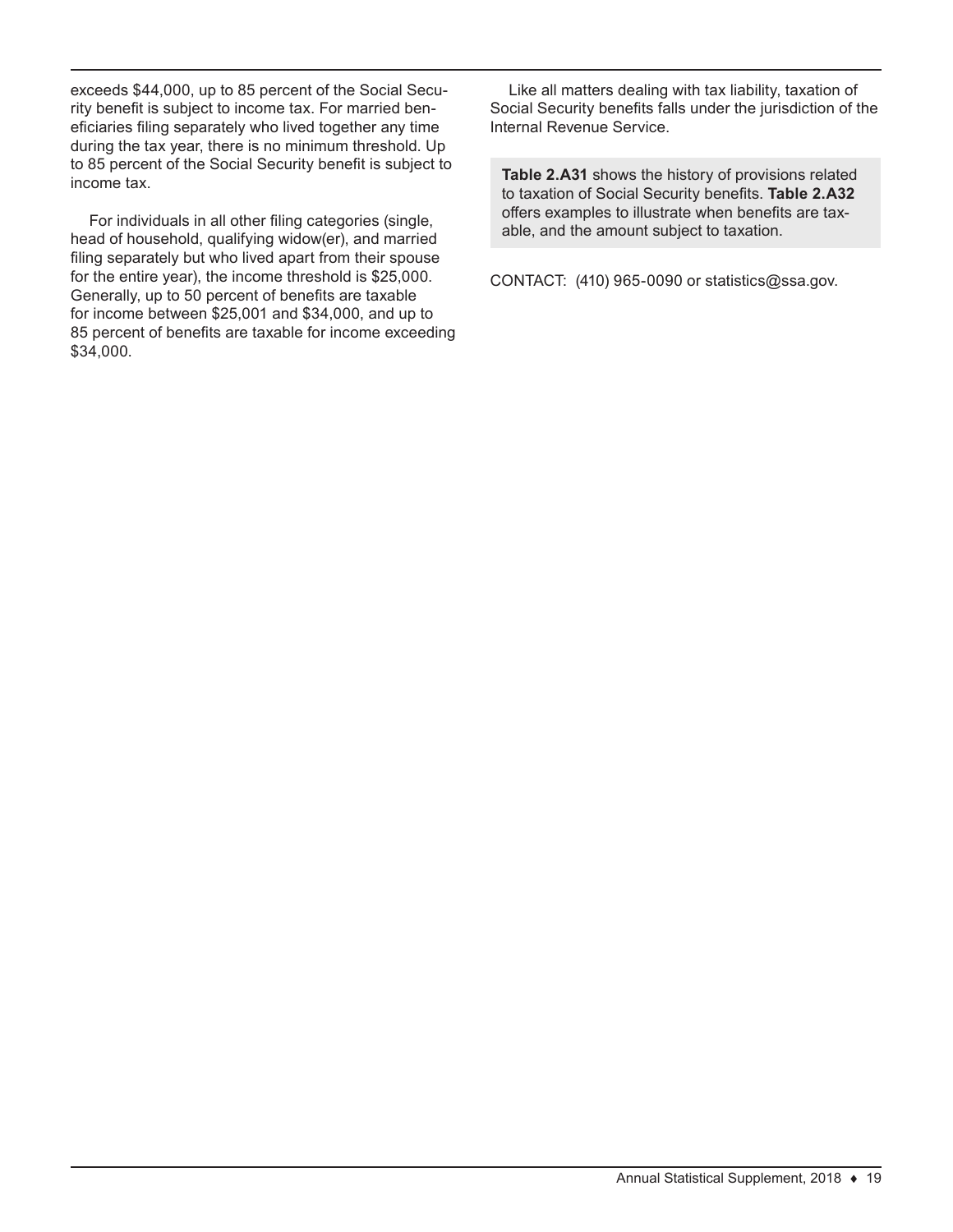exceeds $44,000, up to 85 percent of the Social Security benefit is subject to income tax. For married beneficiaries filing separately who lived together any time during the tax year, there is no minimum threshold. Up to 85 percent of the Social Security benefit is subject to income tax.

For individuals in all other filing categories (single, head of household, qualifying widow(er), and married filing separately but who lived apart from their spouse for the entire year), the income threshold is $25,000. Generally, up to 50 percent of benefits are taxable for income between $25,001 and $34,000, and up to 85 percent of benefits are taxable for income exceeding $34,000.

Like all matters dealing with tax liability, taxation of Social Security benefits falls under the jurisdiction of the Internal Revenue Service.

**Table 2.A31** shows the history of provisions related to taxation of Social Security benefits. **Table 2.A32** offers examples to illustrate when benefits are taxable, and the amount subject to taxation.

CONTACT: (410) 965-0090 or statistics@ssa.gov.